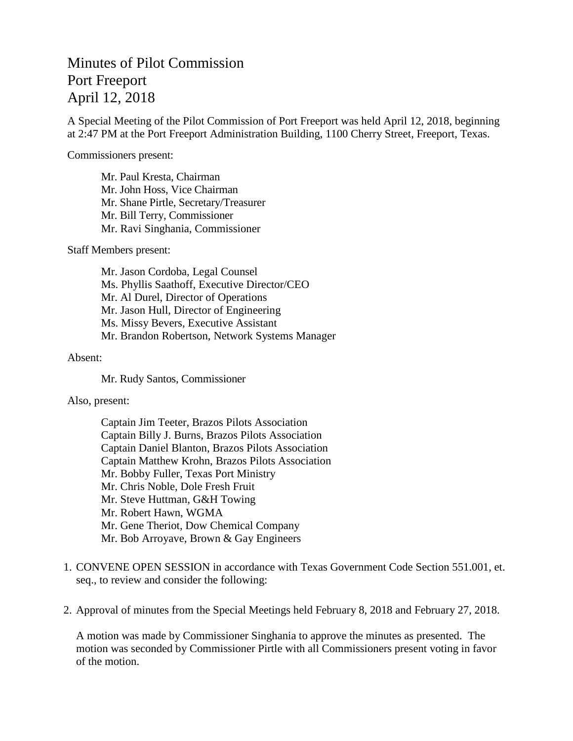# Minutes of Pilot Commission
# Port Freeport
# April 12, 2018

A Special Meeting of the Pilot Commission of Port Freeport was held April 12, 2018, beginning at 2:47 PM at the Port Freeport Administration Building, 1100 Cherry Street, Freeport, Texas.

Commissioners present:

Mr. Paul Kresta, Chairman
Mr. John Hoss, Vice Chairman
Mr. Shane Pirtle, Secretary/Treasurer
Mr. Bill Terry, Commissioner
Mr. Ravi Singhania, Commissioner

Staff Members present:

Mr. Jason Cordoba, Legal Counsel
Ms. Phyllis Saathoff, Executive Director/CEO
Mr. Al Durel, Director of Operations
Mr. Jason Hull, Director of Engineering
Ms. Missy Bevers, Executive Assistant
Mr. Brandon Robertson, Network Systems Manager

Absent:

Mr. Rudy Santos, Commissioner

Also, present:

Captain Jim Teeter, Brazos Pilots Association
Captain Billy J. Burns, Brazos Pilots Association
Captain Daniel Blanton, Brazos Pilots Association
Captain Matthew Krohn, Brazos Pilots Association
Mr. Bobby Fuller, Texas Port Ministry
Mr. Chris Noble, Dole Fresh Fruit
Mr. Steve Huttman, G&H Towing
Mr. Robert Hawn, WGMA
Mr. Gene Theriot, Dow Chemical Company
Mr. Bob Arroyave, Brown & Gay Engineers

1. CONVENE OPEN SESSION in accordance with Texas Government Code Section 551.001, et. seq., to review and consider the following:

2. Approval of minutes from the Special Meetings held February 8, 2018 and February 27, 2018.

   A motion was made by Commissioner Singhania to approve the minutes as presented. The motion was seconded by Commissioner Pirtle with all Commissioners present voting in favor of the motion.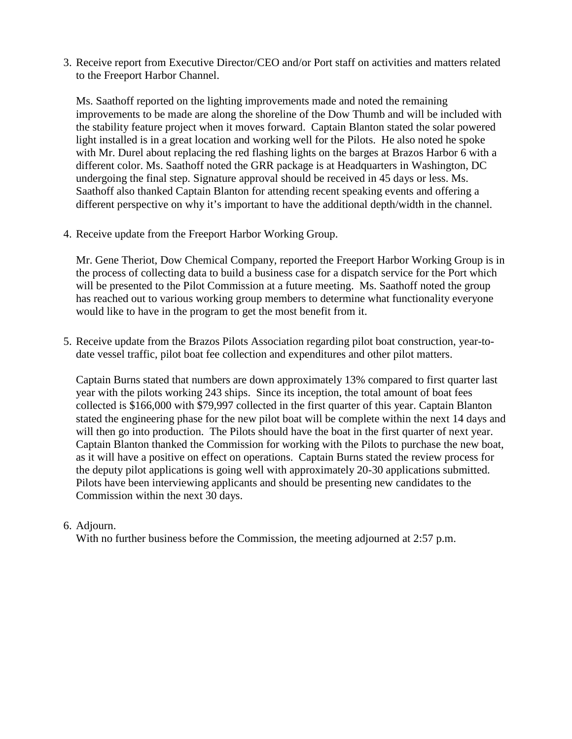3. Receive report from Executive Director/CEO and/or Port staff on activities and matters related to the Freeport Harbor Channel.

   Ms. Saathoff reported on the lighting improvements made and noted the remaining improvements to be made are along the shoreline of the Dow Thumb and will be included with the stability feature project when it moves forward. Captain Blanton stated the solar powered light installed is in a great location and working well for the Pilots. He also noted he spoke with Mr. Durel about replacing the red flashing lights on the barges at Brazos Harbor 6 with a different color. Ms. Saathoff noted the GRR package is at Headquarters in Washington, DC undergoing the final step. Signature approval should be received in 45 days or less. Ms. Saathoff also thanked Captain Blanton for attending recent speaking events and offering a different perspective on why it's important to have the additional depth/width in the channel.

4. Receive update from the Freeport Harbor Working Group.

   Mr. Gene Theriot, Dow Chemical Company, reported the Freeport Harbor Working Group is in the process of collecting data to build a business case for a dispatch service for the Port which will be presented to the Pilot Commission at a future meeting. Ms. Saathoff noted the group has reached out to various working group members to determine what functionality everyone would like to have in the program to get the most benefit from it.

5. Receive update from the Brazos Pilots Association regarding pilot boat construction, year-to-date vessel traffic, pilot boat fee collection and expenditures and other pilot matters.

   Captain Burns stated that numbers are down approximately 13% compared to first quarter last year with the pilots working 243 ships. Since its inception, the total amount of boat fees collected is $166,000 with $79,997 collected in the first quarter of this year. Captain Blanton stated the engineering phase for the new pilot boat will be complete within the next 14 days and will then go into production. The Pilots should have the boat in the first quarter of next year. Captain Blanton thanked the Commission for working with the Pilots to purchase the new boat, as it will have a positive on effect on operations. Captain Burns stated the review process for the deputy pilot applications is going well with approximately 20-30 applications submitted. Pilots have been interviewing applicants and should be presenting new candidates to the Commission within the next 30 days.

6. Adjourn.
   With no further business before the Commission, the meeting adjourned at 2:57 p.m.